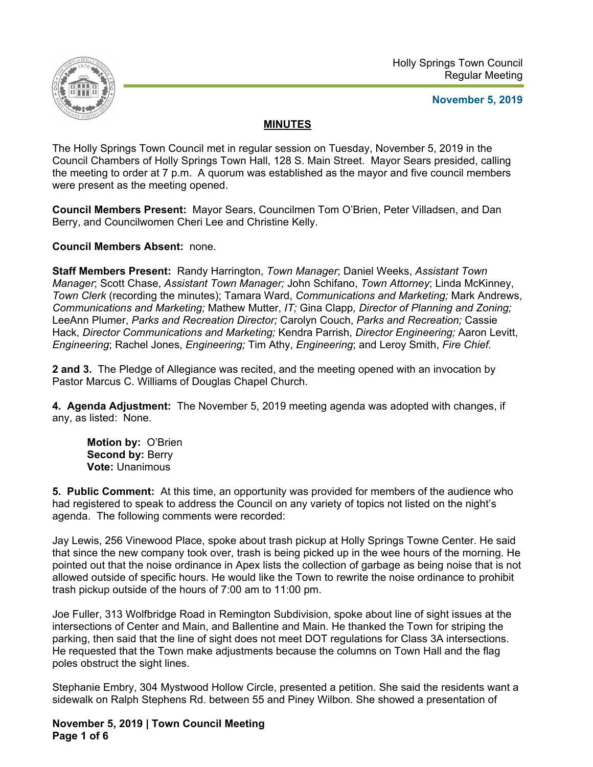Holly Springs Town Council
Regular Meeting

**November 5, 2019**

## MINUTES

The Holly Springs Town Council met in regular session on Tuesday, November 5, 2019 in the Council Chambers of Holly Springs Town Hall, 128 S. Main Street. Mayor Sears presided, calling the meeting to order at 7 p.m. A quorum was established as the mayor and five council members were present as the meeting opened.

**Council Members Present:** Mayor Sears, Councilmen Tom O'Brien, Peter Villadsen, and Dan Berry, and Councilwomen Cheri Lee and Christine Kelly.

**Council Members Absent:** none.

**Staff Members Present:** Randy Harrington, *Town Manager*; Daniel Weeks, *Assistant Town Manager*; Scott Chase, *Assistant Town Manager;* John Schifano, *Town Attorney*; Linda McKinney, *Town Clerk* (recording the minutes); Tamara Ward, *Communications and Marketing;* Mark Andrews, *Communications and Marketing;* Mathew Mutter, *IT;* Gina Clapp*, Director of Planning and Zoning;* LeeAnn Plumer, *Parks and Recreation Director;* Carolyn Couch, *Parks and Recreation;* Cassie Hack, *Director Communications and Marketing;* Kendra Parrish, *Director Engineering;* Aaron Levitt, *Engineering*; Rachel Jones, *Engineering;* Tim Athy, *Engineering*; and Leroy Smith, *Fire Chief.*

**2 and 3.** The Pledge of Allegiance was recited, and the meeting opened with an invocation by Pastor Marcus C. Williams of Douglas Chapel Church.

**4. Agenda Adjustment:** The November 5, 2019 meeting agenda was adopted with changes, if any, as listed: None.

> **Motion by:** O'Brien
> **Second by:** Berry
> **Vote:** Unanimous

**5. Public Comment:** At this time, an opportunity was provided for members of the audience who had registered to speak to address the Council on any variety of topics not listed on the night's agenda. The following comments were recorded:

Jay Lewis, 256 Vinewood Place, spoke about trash pickup at Holly Springs Towne Center. He said that since the new company took over, trash is being picked up in the wee hours of the morning. He pointed out that the noise ordinance in Apex lists the collection of garbage as being noise that is not allowed outside of specific hours. He would like the Town to rewrite the noise ordinance to prohibit trash pickup outside of the hours of 7:00 am to 11:00 pm.

Joe Fuller, 313 Wolfbridge Road in Remington Subdivision, spoke about line of sight issues at the intersections of Center and Main, and Ballentine and Main. He thanked the Town for striping the parking, then said that the line of sight does not meet DOT regulations for Class 3A intersections. He requested that the Town make adjustments because the columns on Town Hall and the flag poles obstruct the sight lines.

Stephanie Embry, 304 Mystwood Hollow Circle, presented a petition. She said the residents want a sidewalk on Ralph Stephens Rd. between 55 and Piney Wilbon. She showed a presentation of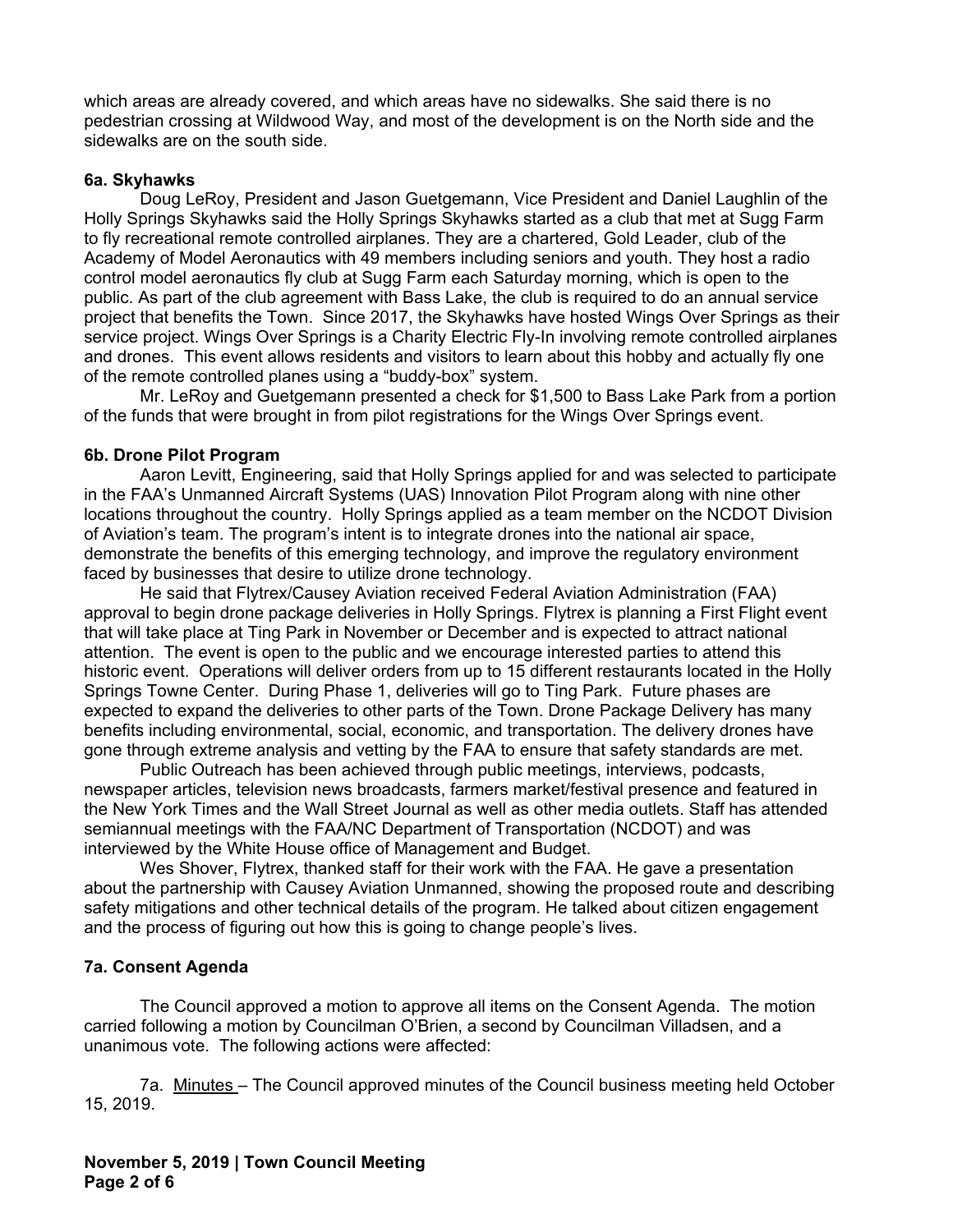which areas are already covered, and which areas have no sidewalks. She said there is no pedestrian crossing at Wildwood Way, and most of the development is on the North side and the sidewalks are on the south side.

**6a. Skyhawks**

Doug LeRoy, President and Jason Guetgemann, Vice President and Daniel Laughlin of the Holly Springs Skyhawks said the Holly Springs Skyhawks started as a club that met at Sugg Farm to fly recreational remote controlled airplanes. They are a chartered, Gold Leader, club of the Academy of Model Aeronautics with 49 members including seniors and youth. They host a radio control model aeronautics fly club at Sugg Farm each Saturday morning, which is open to the public. As part of the club agreement with Bass Lake, the club is required to do an annual service project that benefits the Town. Since 2017, the Skyhawks have hosted Wings Over Springs as their service project. Wings Over Springs is a Charity Electric Fly-In involving remote controlled airplanes and drones. This event allows residents and visitors to learn about this hobby and actually fly one of the remote controlled planes using a "buddy-box" system.

Mr. LeRoy and Guetgemann presented a check for $1,500 to Bass Lake Park from a portion of the funds that were brought in from pilot registrations for the Wings Over Springs event.

**6b. Drone Pilot Program**

Aaron Levitt, Engineering, said that Holly Springs applied for and was selected to participate in the FAA's Unmanned Aircraft Systems (UAS) Innovation Pilot Program along with nine other locations throughout the country. Holly Springs applied as a team member on the NCDOT Division of Aviation's team. The program's intent is to integrate drones into the national air space, demonstrate the benefits of this emerging technology, and improve the regulatory environment faced by businesses that desire to utilize drone technology.

He said that Flytrex/Causey Aviation received Federal Aviation Administration (FAA) approval to begin drone package deliveries in Holly Springs. Flytrex is planning a First Flight event that will take place at Ting Park in November or December and is expected to attract national attention. The event is open to the public and we encourage interested parties to attend this historic event. Operations will deliver orders from up to 15 different restaurants located in the Holly Springs Towne Center. During Phase 1, deliveries will go to Ting Park. Future phases are expected to expand the deliveries to other parts of the Town. Drone Package Delivery has many benefits including environmental, social, economic, and transportation. The delivery drones have gone through extreme analysis and vetting by the FAA to ensure that safety standards are met.

Public Outreach has been achieved through public meetings, interviews, podcasts, newspaper articles, television news broadcasts, farmers market/festival presence and featured in the New York Times and the Wall Street Journal as well as other media outlets. Staff has attended semiannual meetings with the FAA/NC Department of Transportation (NCDOT) and was interviewed by the White House office of Management and Budget.

Wes Shover, Flytrex, thanked staff for their work with the FAA. He gave a presentation about the partnership with Causey Aviation Unmanned, showing the proposed route and describing safety mitigations and other technical details of the program. He talked about citizen engagement and the process of figuring out how this is going to change people's lives.

**7a. Consent Agenda**

The Council approved a motion to approve all items on the Consent Agenda. The motion carried following a motion by Councilman O'Brien, a second by Councilman Villadsen, and a unanimous vote. The following actions were affected:

7a. Minutes – The Council approved minutes of the Council business meeting held October 15, 2019.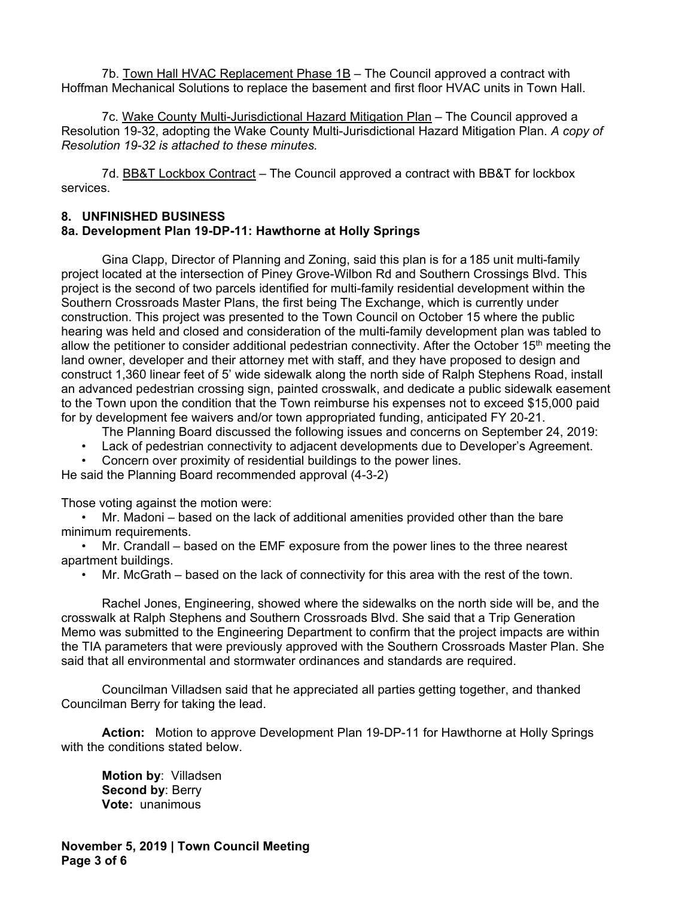7b. Town Hall HVAC Replacement Phase 1B – The Council approved a contract with Hoffman Mechanical Solutions to replace the basement and first floor HVAC units in Town Hall.

7c. Wake County Multi-Jurisdictional Hazard Mitigation Plan – The Council approved a Resolution 19-32, adopting the Wake County Multi-Jurisdictional Hazard Mitigation Plan. *A copy of Resolution 19-32 is attached to these minutes.*

7d. BB&T Lockbox Contract – The Council approved a contract with BB&T for lockbox services.

## 8. UNFINISHED BUSINESS

### 8a. Development Plan 19-DP-11: Hawthorne at Holly Springs

Gina Clapp, Director of Planning and Zoning, said this plan is for a 185 unit multi-family project located at the intersection of Piney Grove-Wilbon Rd and Southern Crossings Blvd. This project is the second of two parcels identified for multi-family residential development within the Southern Crossroads Master Plans, the first being The Exchange, which is currently under construction. This project was presented to the Town Council on October 15 where the public hearing was held and closed and consideration of the multi-family development plan was tabled to allow the petitioner to consider additional pedestrian connectivity. After the October 15th meeting the land owner, developer and their attorney met with staff, and they have proposed to design and construct 1,360 linear feet of 5' wide sidewalk along the north side of Ralph Stephens Road, install an advanced pedestrian crossing sign, painted crosswalk, and dedicate a public sidewalk easement to the Town upon the condition that the Town reimburse his expenses not to exceed $15,000 paid for by development fee waivers and/or town appropriated funding, anticipated FY 20-21.

The Planning Board discussed the following issues and concerns on September 24, 2019:

- Lack of pedestrian connectivity to adjacent developments due to Developer's Agreement.
- Concern over proximity of residential buildings to the power lines.

He said the Planning Board recommended approval (4-3-2)

Those voting against the motion were:

- Mr. Madoni – based on the lack of additional amenities provided other than the bare minimum requirements.
- Mr. Crandall – based on the EMF exposure from the power lines to the three nearest apartment buildings.
- Mr. McGrath – based on the lack of connectivity for this area with the rest of the town.

Rachel Jones, Engineering, showed where the sidewalks on the north side will be, and the crosswalk at Ralph Stephens and Southern Crossroads Blvd. She said that a Trip Generation Memo was submitted to the Engineering Department to confirm that the project impacts are within the TIA parameters that were previously approved with the Southern Crossroads Master Plan. She said that all environmental and stormwater ordinances and standards are required.

Councilman Villadsen said that he appreciated all parties getting together, and thanked Councilman Berry for taking the lead.

**Action:** Motion to approve Development Plan 19-DP-11 for Hawthorne at Holly Springs with the conditions stated below.

**Motion by**: Villadsen
**Second by**: Berry
**Vote:** unanimous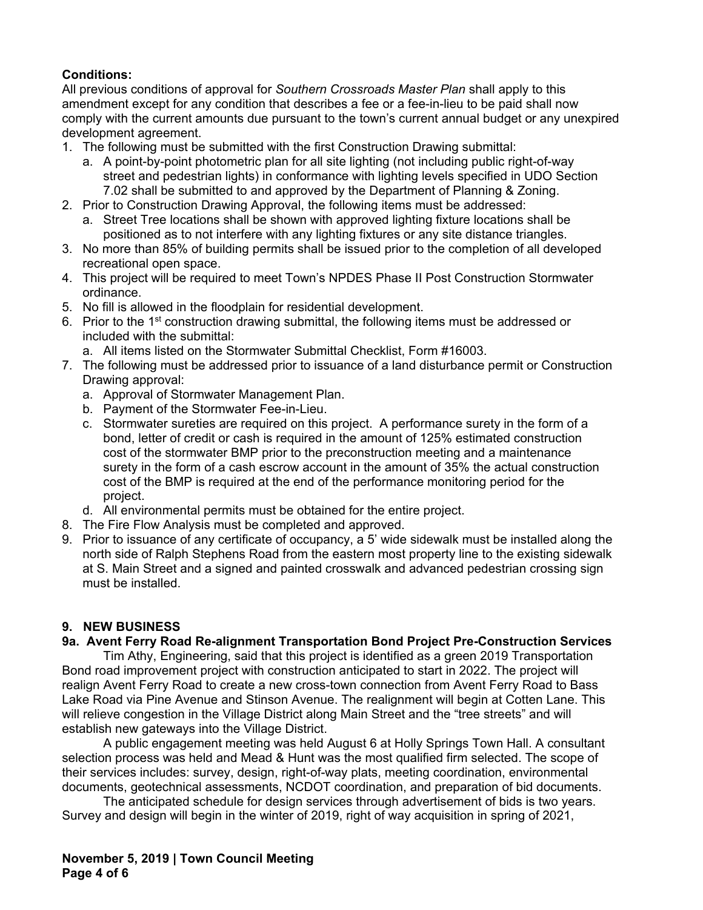**Conditions:**

All previous conditions of approval for *Southern Crossroads Master Plan* shall apply to this amendment except for any condition that describes a fee or a fee-in-lieu to be paid shall now comply with the current amounts due pursuant to the town's current annual budget or any unexpired development agreement.

1. The following must be submitted with the first Construction Drawing submittal:
   a. A point-by-point photometric plan for all site lighting (not including public right-of-way street and pedestrian lights) in conformance with lighting levels specified in UDO Section 7.02 shall be submitted to and approved by the Department of Planning & Zoning.
2. Prior to Construction Drawing Approval, the following items must be addressed:
   a. Street Tree locations shall be shown with approved lighting fixture locations shall be positioned as to not interfere with any lighting fixtures or any site distance triangles.
3. No more than 85% of building permits shall be issued prior to the completion of all developed recreational open space.
4. This project will be required to meet Town's NPDES Phase II Post Construction Stormwater ordinance.
5. No fill is allowed in the floodplain for residential development.
6. Prior to the 1st construction drawing submittal, the following items must be addressed or included with the submittal:
   a. All items listed on the Stormwater Submittal Checklist, Form #16003.
7. The following must be addressed prior to issuance of a land disturbance permit or Construction Drawing approval:
   a. Approval of Stormwater Management Plan.
   b. Payment of the Stormwater Fee-in-Lieu.
   c. Stormwater sureties are required on this project. A performance surety in the form of a bond, letter of credit or cash is required in the amount of 125% estimated construction cost of the stormwater BMP prior to the preconstruction meeting and a maintenance surety in the form of a cash escrow account in the amount of 35% the actual construction cost of the BMP is required at the end of the performance monitoring period for the project.
   d. All environmental permits must be obtained for the entire project.
8. The Fire Flow Analysis must be completed and approved.
9. Prior to issuance of any certificate of occupancy, a 5' wide sidewalk must be installed along the north side of Ralph Stephens Road from the eastern most property line to the existing sidewalk at S. Main Street and a signed and painted crosswalk and advanced pedestrian crossing sign must be installed.

## 9. NEW BUSINESS

### 9a. Avent Ferry Road Re-alignment Transportation Bond Project Pre-Construction Services

Tim Athy, Engineering, said that this project is identified as a green 2019 Transportation Bond road improvement project with construction anticipated to start in 2022. The project will realign Avent Ferry Road to create a new cross-town connection from Avent Ferry Road to Bass Lake Road via Pine Avenue and Stinson Avenue. The realignment will begin at Cotten Lane. This will relieve congestion in the Village District along Main Street and the "tree streets" and will establish new gateways into the Village District.

A public engagement meeting was held August 6 at Holly Springs Town Hall. A consultant selection process was held and Mead & Hunt was the most qualified firm selected. The scope of their services includes: survey, design, right-of-way plats, meeting coordination, environmental documents, geotechnical assessments, NCDOT coordination, and preparation of bid documents.

The anticipated schedule for design services through advertisement of bids is two years. Survey and design will begin in the winter of 2019, right of way acquisition in spring of 2021,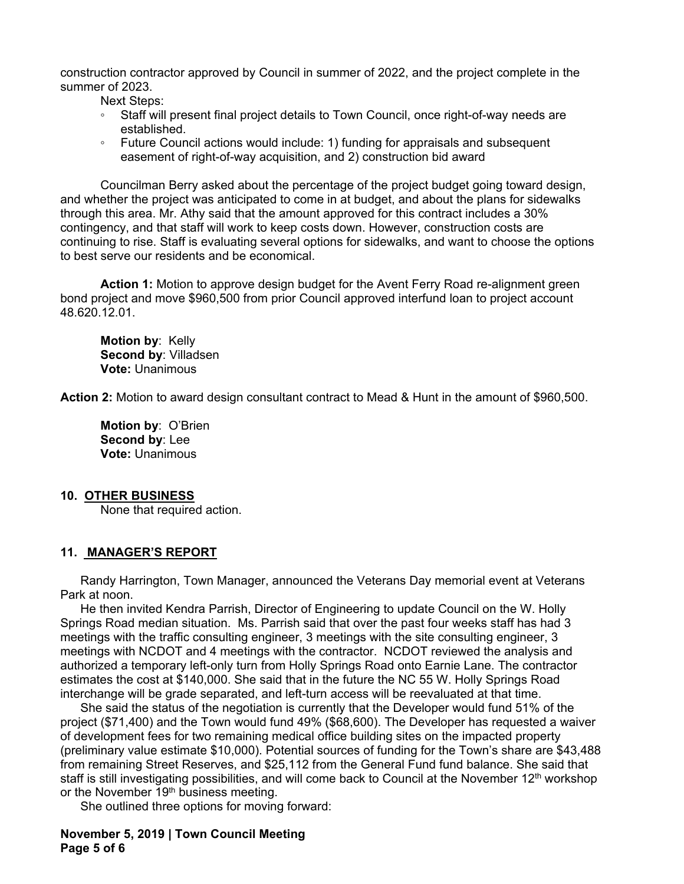construction contractor approved by Council in summer of 2022, and the project complete in the summer of 2023.

Next Steps:

- Staff will present final project details to Town Council, once right-of-way needs are established.
- Future Council actions would include: 1) funding for appraisals and subsequent easement of right-of-way acquisition, and 2) construction bid award

Councilman Berry asked about the percentage of the project budget going toward design, and whether the project was anticipated to come in at budget, and about the plans for sidewalks through this area. Mr. Athy said that the amount approved for this contract includes a 30% contingency, and that staff will work to keep costs down. However, construction costs are continuing to rise. Staff is evaluating several options for sidewalks, and want to choose the options to best serve our residents and be economical.

**Action 1:** Motion to approve design budget for the Avent Ferry Road re-alignment green bond project and move $960,500 from prior Council approved interfund loan to project account 48.620.12.01.

**Motion by**: Kelly
**Second by**: Villadsen
**Vote:** Unanimous

**Action 2:** Motion to award design consultant contract to Mead & Hunt in the amount of $960,500.

**Motion by**: O'Brien
**Second by**: Lee
**Vote:** Unanimous

## 10. OTHER BUSINESS

None that required action.

## 11. MANAGER'S REPORT

Randy Harrington, Town Manager, announced the Veterans Day memorial event at Veterans Park at noon.

He then invited Kendra Parrish, Director of Engineering to update Council on the W. Holly Springs Road median situation. Ms. Parrish said that over the past four weeks staff has had 3 meetings with the traffic consulting engineer, 3 meetings with the site consulting engineer, 3 meetings with NCDOT and 4 meetings with the contractor. NCDOT reviewed the analysis and authorized a temporary left-only turn from Holly Springs Road onto Earnie Lane. The contractor estimates the cost at $140,000. She said that in the future the NC 55 W. Holly Springs Road interchange will be grade separated, and left-turn access will be reevaluated at that time.

She said the status of the negotiation is currently that the Developer would fund 51% of the project ($71,400) and the Town would fund 49% ($68,600). The Developer has requested a waiver of development fees for two remaining medical office building sites on the impacted property (preliminary value estimate $10,000). Potential sources of funding for the Town's share are $43,488 from remaining Street Reserves, and $25,112 from the General Fund fund balance. She said that staff is still investigating possibilities, and will come back to Council at the November 12th workshop or the November 19th business meeting.

She outlined three options for moving forward: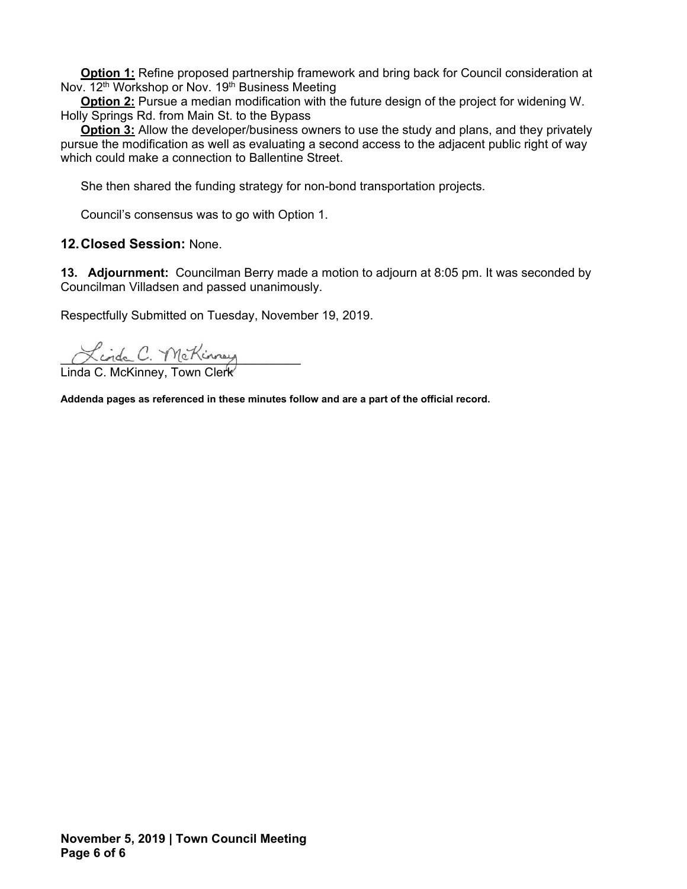**Option 1:** Refine proposed partnership framework and bring back for Council consideration at Nov. 12th Workshop or Nov. 19th Business Meeting

**Option 2:** Pursue a median modification with the future design of the project for widening W. Holly Springs Rd. from Main St. to the Bypass

**Option 3:** Allow the developer/business owners to use the study and plans, and they privately pursue the modification as well as evaluating a second access to the adjacent public right of way which could make a connection to Ballentine Street.

She then shared the funding strategy for non-bond transportation projects.

Council's consensus was to go with Option 1.

## 12. Closed Session: None.

**13. Adjournment:** Councilman Berry made a motion to adjourn at 8:05 pm. It was seconded by Councilman Villadsen and passed unanimously.

Respectfully Submitted on Tuesday, November 19, 2019.

Linda C. McKinney

Linda C. McKinney, Town Clerk

**Addenda pages as referenced in these minutes follow and are a part of the official record.**